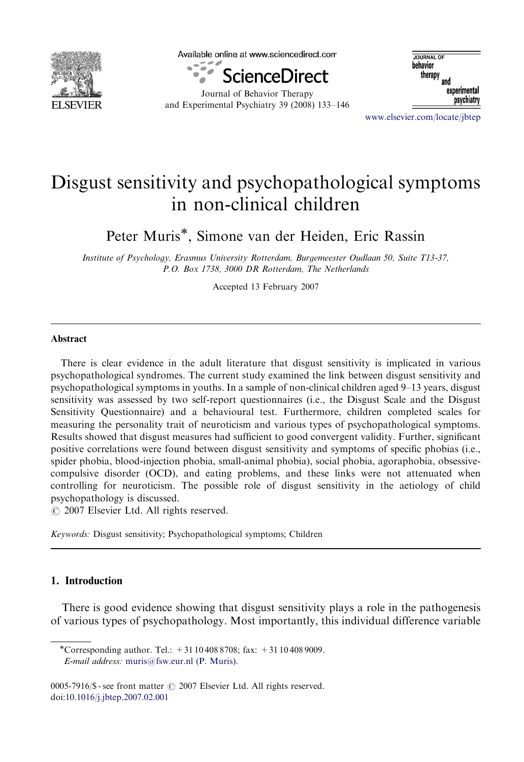# Disgust sensitivity and psychopathological symptoms in non-clinical children

Peter Muris*, Simone van der Heiden, Eric Rassin

*Institute of Psychology, Erasmus University Rotterdam, Burgemeester Oudlaan 50, Suite T13-37, P.O. Box 1738, 3000 DR Rotterdam, The Netherlands*

Accepted 13 February 2007

## Abstract

There is clear evidence in the adult literature that disgust sensitivity is implicated in various psychopathological syndromes. The current study examined the link between disgust sensitivity and psychopathological symptoms in youths. In a sample of non-clinical children aged 9–13 years, disgust sensitivity was assessed by two self-report questionnaires (i.e., the Disgust Scale and the Disgust Sensitivity Questionnaire) and a behavioural test. Furthermore, children completed scales for measuring the personality trait of neuroticism and various types of psychopathological symptoms. Results showed that disgust measures had sufficient to good convergent validity. Further, significant positive correlations were found between disgust sensitivity and symptoms of specific phobias (i.e., spider phobia, blood-injection phobia, small-animal phobia), social phobia, agoraphobia, obsessive-compulsive disorder (OCD), and eating problems, and these links were not attenuated when controlling for neuroticism. The possible role of disgust sensitivity in the aetiology of child psychopathology is discussed.

© 2007 Elsevier Ltd. All rights reserved.

*Keywords:* Disgust sensitivity; Psychopathological symptoms; Children

## 1. Introduction

There is good evidence showing that disgust sensitivity plays a role in the pathogenesis of various types of psychopathology. Most importantly, this individual difference variable

---

*Corresponding author. Tel.: +31 10 408 8708; fax: +31 10 408 9009.
*E-mail address:* muris@fsw.eur.nl (P. Muris).

0005-7916/$ - see front matter © 2007 Elsevier Ltd. All rights reserved.
doi:10.1016/j.jbtep.2007.02.001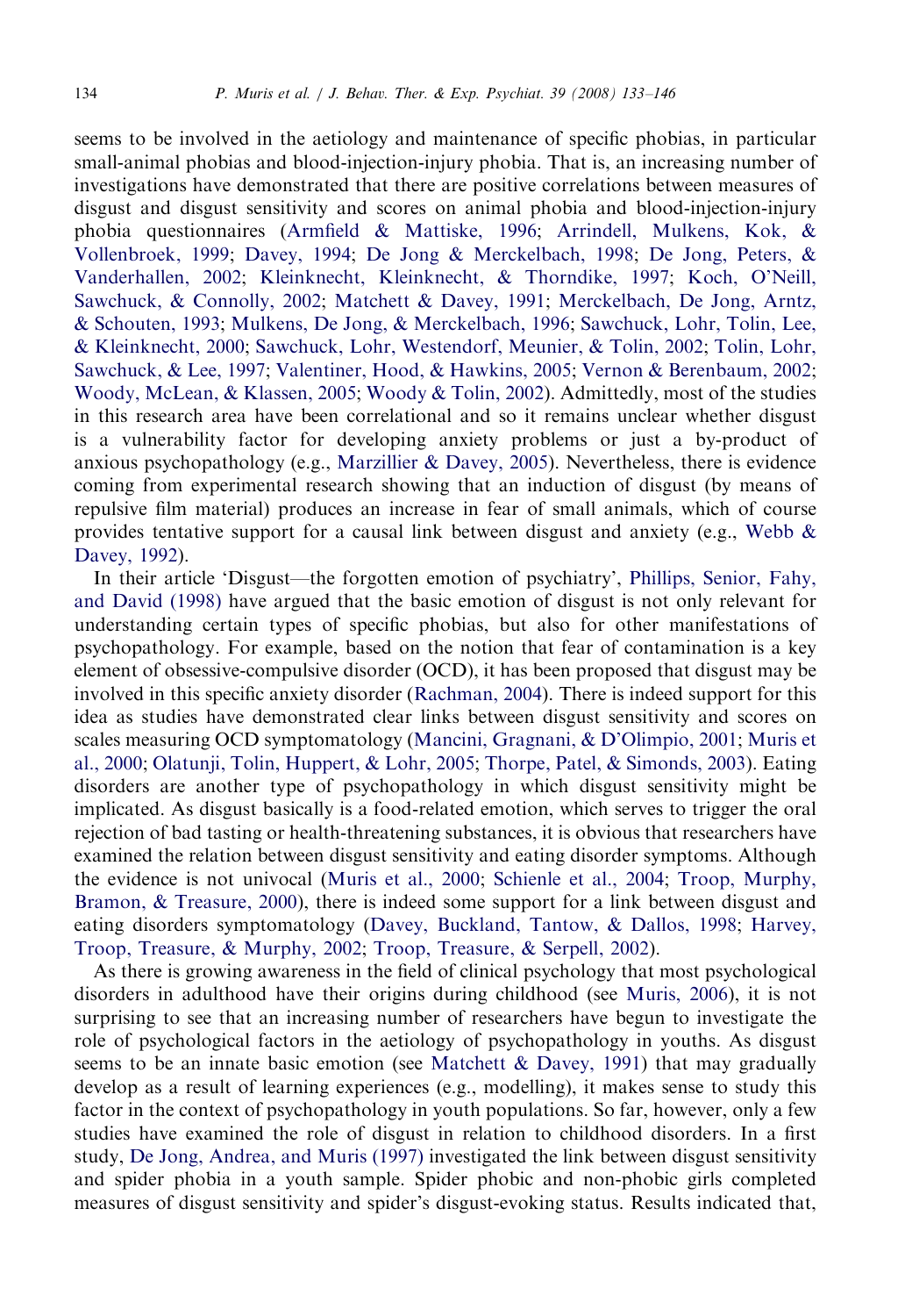seems to be involved in the aetiology and maintenance of specific phobias, in particular small-animal phobias and blood-injection-injury phobia. That is, an increasing number of investigations have demonstrated that there are positive correlations between measures of disgust and disgust sensitivity and scores on animal phobia and blood-injection-injury phobia questionnaires (Armfield & Mattiske, 1996; Arrindell, Mulkens, Kok, & Vollenbroek, 1999; Davey, 1994; De Jong & Merckelbach, 1998; De Jong, Peters, & Vanderhallen, 2002; Kleinknecht, Kleinknecht, & Thorndike, 1997; Koch, O'Neill, Sawchuck, & Connolly, 2002; Matchett & Davey, 1991; Merckelbach, De Jong, Arntz, & Schouten, 1993; Mulkens, De Jong, & Merckelbach, 1996; Sawchuck, Lohr, Tolin, Lee, & Kleinknecht, 2000; Sawchuck, Lohr, Westendorf, Meunier, & Tolin, 2002; Tolin, Lohr, Sawchuck, & Lee, 1997; Valentiner, Hood, & Hawkins, 2005; Vernon & Berenbaum, 2002; Woody, McLean, & Klassen, 2005; Woody & Tolin, 2002). Admittedly, most of the studies in this research area have been correlational and so it remains unclear whether disgust is a vulnerability factor for developing anxiety problems or just a by-product of anxious psychopathology (e.g., Marzillier & Davey, 2005). Nevertheless, there is evidence coming from experimental research showing that an induction of disgust (by means of repulsive film material) produces an increase in fear of small animals, which of course provides tentative support for a causal link between disgust and anxiety (e.g., Webb & Davey, 1992).

In their article 'Disgust—the forgotten emotion of psychiatry', Phillips, Senior, Fahy, and David (1998) have argued that the basic emotion of disgust is not only relevant for understanding certain types of specific phobias, but also for other manifestations of psychopathology. For example, based on the notion that fear of contamination is a key element of obsessive-compulsive disorder (OCD), it has been proposed that disgust may be involved in this specific anxiety disorder (Rachman, 2004). There is indeed support for this idea as studies have demonstrated clear links between disgust sensitivity and scores on scales measuring OCD symptomatology (Mancini, Gragnani, & D'Olimpio, 2001; Muris et al., 2000; Olatunji, Tolin, Huppert, & Lohr, 2005; Thorpe, Patel, & Simonds, 2003). Eating disorders are another type of psychopathology in which disgust sensitivity might be implicated. As disgust basically is a food-related emotion, which serves to trigger the oral rejection of bad tasting or health-threatening substances, it is obvious that researchers have examined the relation between disgust sensitivity and eating disorder symptoms. Although the evidence is not univocal (Muris et al., 2000; Schienle et al., 2004; Troop, Murphy, Bramon, & Treasure, 2000), there is indeed some support for a link between disgust and eating disorders symptomatology (Davey, Buckland, Tantow, & Dallos, 1998; Harvey, Troop, Treasure, & Murphy, 2002; Troop, Treasure, & Serpell, 2002).

As there is growing awareness in the field of clinical psychology that most psychological disorders in adulthood have their origins during childhood (see Muris, 2006), it is not surprising to see that an increasing number of researchers have begun to investigate the role of psychological factors in the aetiology of psychopathology in youths. As disgust seems to be an innate basic emotion (see Matchett & Davey, 1991) that may gradually develop as a result of learning experiences (e.g., modelling), it makes sense to study this factor in the context of psychopathology in youth populations. So far, however, only a few studies have examined the role of disgust in relation to childhood disorders. In a first study, De Jong, Andrea, and Muris (1997) investigated the link between disgust sensitivity and spider phobia in a youth sample. Spider phobic and non-phobic girls completed measures of disgust sensitivity and spider's disgust-evoking status. Results indicated that,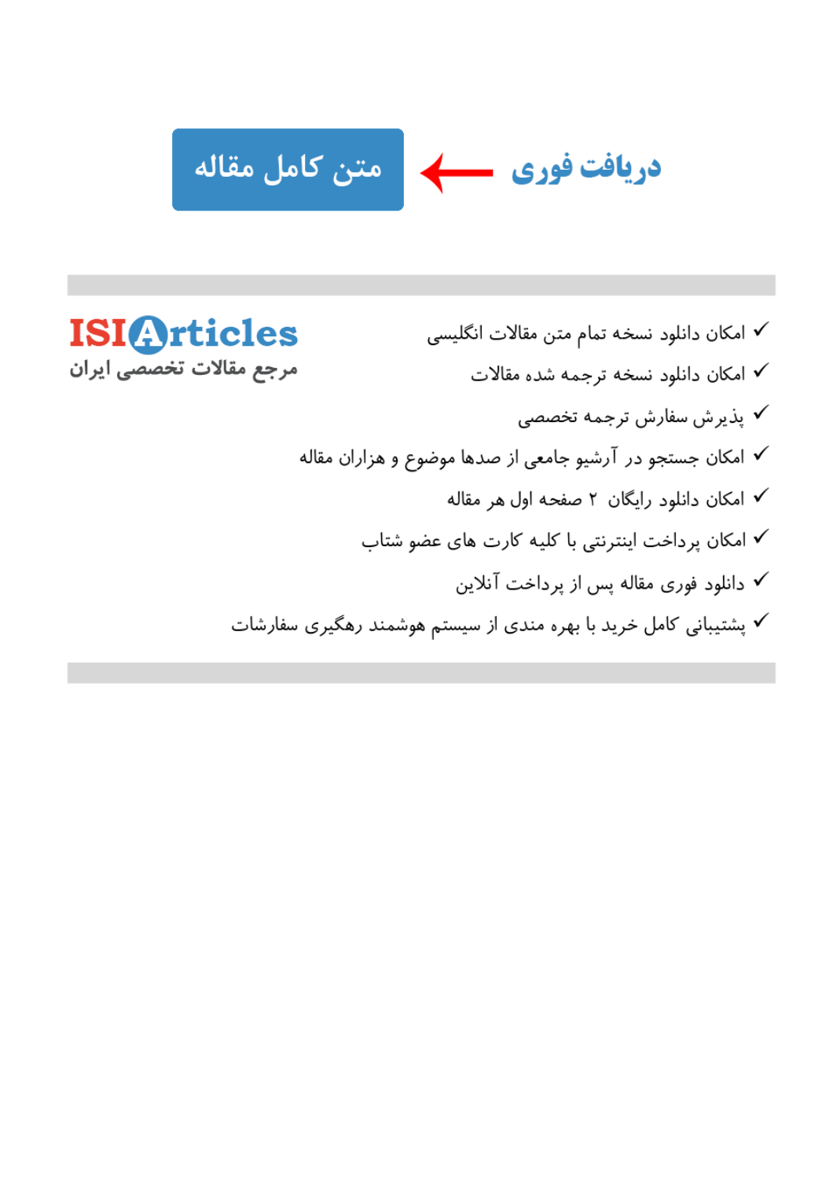دریافت فوری ← متن کامل مقاله

**ISIArticles**
مرجع مقالات تخصصی ایران

- ✓ امکان دانلود نسخه تمام متن مقالات انگلیسی
- ✓ امکان دانلود نسخه ترجمه شده مقالات
- ✓ پذیرش سفارش ترجمه تخصصی
- ✓ امکان جستجو در آرشیو جامعی از صدها موضوع و هزاران مقاله
- ✓ امکان دانلود رایگان ۲ صفحه اول هر مقاله
- ✓ امکان پرداخت اینترنتی با کلیه کارت های عضو شتاب
- ✓ دانلود فوری مقاله پس از پرداخت آنلاین
- ✓ پشتیبانی کامل خرید با بهره مندی از سیستم هوشمند رهگیری سفارشات